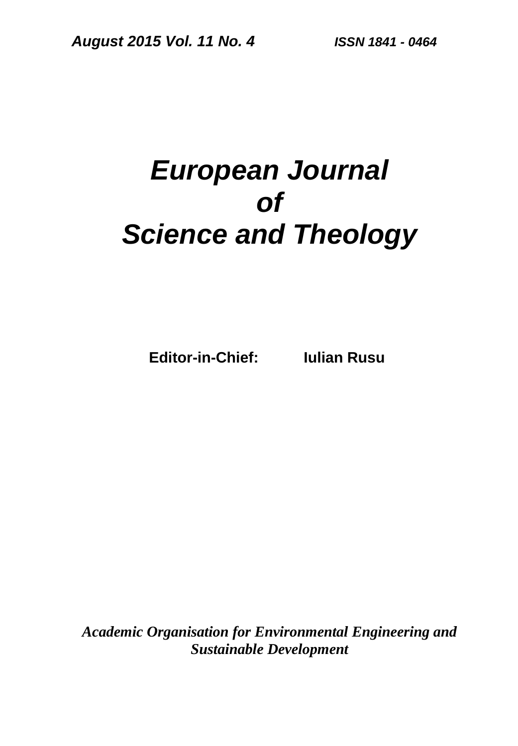*August 2015 Vol. 11 No. 4* *ISSN 1841 - 0464*

# *European Journal of Science and Theology*

**Editor-in-Chief: Iulian Rusu**

***Academic Organisation for Environmental Engineering and Sustainable Development***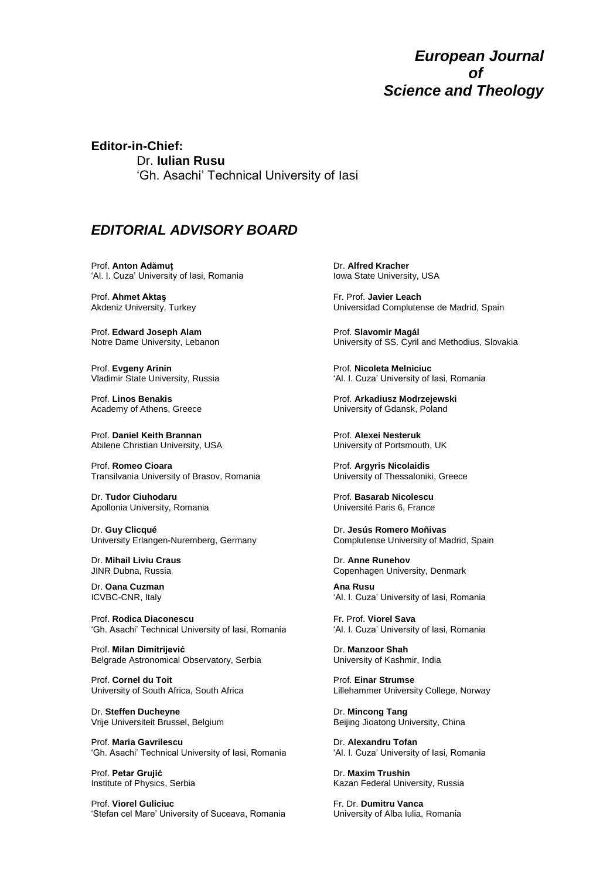# *European Journal of Science and Theology*

**Editor-in-Chief:**

Dr. **Iulian Rusu**
'Gh. Asachi' Technical University of Iasi

## *EDITORIAL ADVISORY BOARD*

Prof. **Anton Adămuț**
'Al. I. Cuza' University of Iasi, Romania

Prof. **Ahmet Aktaş**
Akdeniz University, Turkey

Prof. **Edward Joseph Alam**
Notre Dame University, Lebanon

Prof. **Evgeny Arinin**
Vladimir State University, Russia

Prof. **Linos Benakis**
Academy of Athens, Greece

Prof. **Daniel Keith Brannan**
Abilene Christian University, USA

Prof. **Romeo Cioara**
Transilvania University of Brasov, Romania

Dr. **Tudor Ciuhodaru**
Apollonia University, Romania

Dr. **Guy Clicqué**
University Erlangen-Nuremberg, Germany

Dr. **Mihail Liviu Craus**
JINR Dubna, Russia

Dr. **Oana Cuzman**
ICVBC-CNR, Italy

Prof. **Rodica Diaconescu**
'Gh. Asachi' Technical University of Iasi, Romania

Prof. **Milan Dimitrijević**
Belgrade Astronomical Observatory, Serbia

Prof. **Cornel du Toit**
University of South Africa, South Africa

Dr. **Steffen Ducheyne**
Vrije Universiteit Brussel, Belgium

Prof. **Maria Gavrilescu**
'Gh. Asachi' Technical University of Iasi, Romania

Prof. **Petar Grujić**
Institute of Physics, Serbia

Prof. **Viorel Guliciuc**
'Stefan cel Mare' University of Suceava, Romania

Dr. **Alfred Kracher**
Iowa State University, USA

Fr. Prof. **Javier Leach**
Universidad Complutense de Madrid, Spain

Prof. **Slavomir Magál**
University of SS. Cyril and Methodius, Slovakia

Prof. **Nicoleta Melniciuc**
'Al. I. Cuza' University of Iasi, Romania

Prof. **Arkadiusz Modrzejewski**
University of Gdansk, Poland

Prof. **Alexei Nesteruk**
University of Portsmouth, UK

Prof. **Argyris Nicolaidis**
University of Thessaloniki, Greece

Prof. **Basarab Nicolescu**
Université Paris 6, France

Dr. **Jesús Romero Moñivas**
Complutense University of Madrid, Spain

Dr. **Anne Runehov**
Copenhagen University, Denmark

**Ana Rusu**
'Al. I. Cuza' University of Iasi, Romania

Fr. Prof. **Viorel Sava**
'Al. I. Cuza' University of Iasi, Romania

Dr. **Manzoor Shah**
University of Kashmir, India

Prof. **Einar Strumse**
Lillehammer University College, Norway

Dr. **Mincong Tang**
Beijing Jioatong University, China

Dr. **Alexandru Tofan**
'Al. I. Cuza' University of Iasi, Romania

Dr. **Maxim Trushin**
Kazan Federal University, Russia

Fr. Dr. **Dumitru Vanca**
University of Alba Iulia, Romania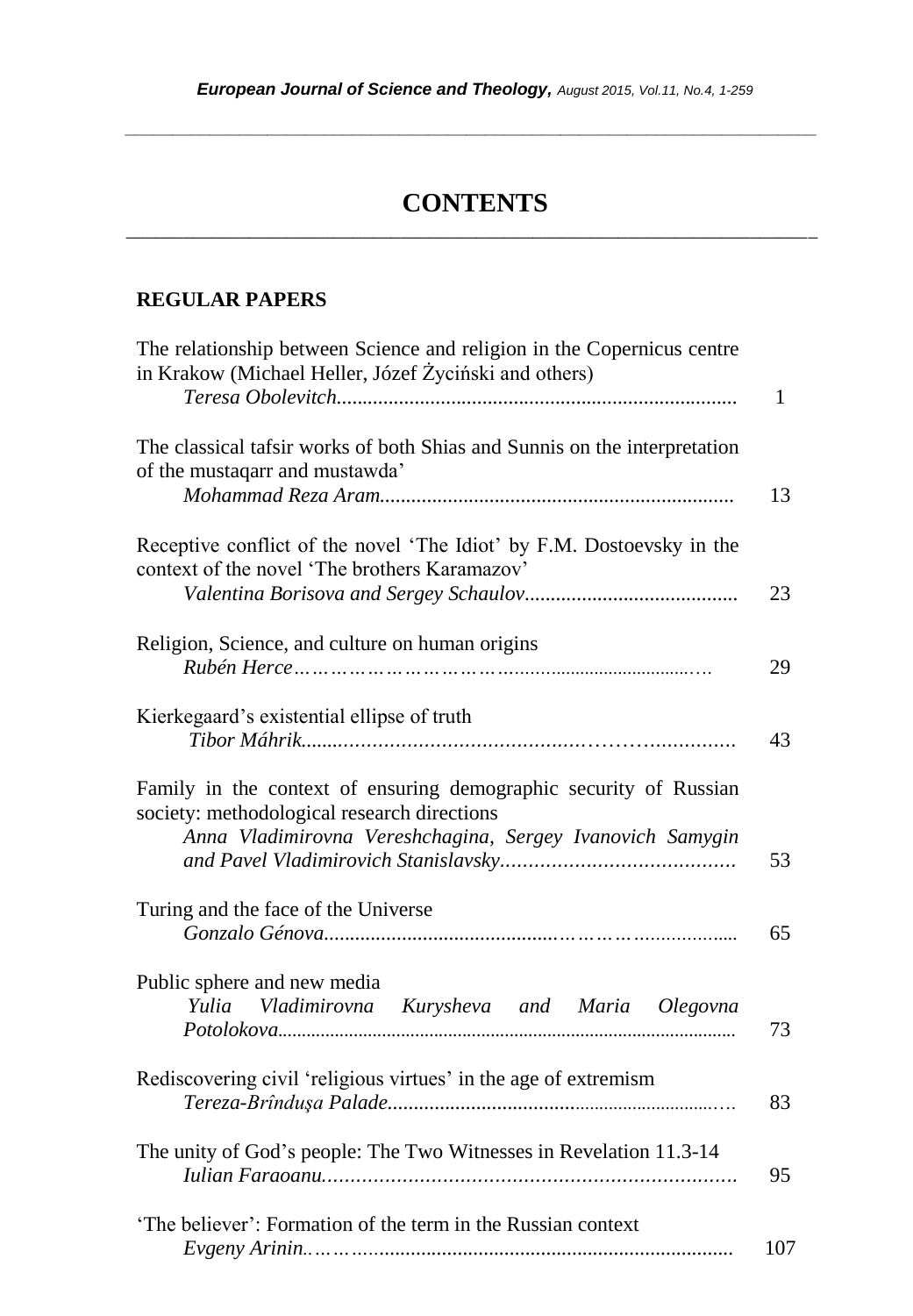# CONTENTS

## REGULAR PAPERS

The relationship between Science and religion in the Copernicus centre in Krakow (Michael Heller, Józef Życiński and others)
*Teresa Obolevitch* .......... 1

The classical tafsir works of both Shias and Sunnis on the interpretation of the mustaqarr and mustawda'
*Mohammad Reza Aram* .......... 13

Receptive conflict of the novel 'The Idiot' by F.M. Dostoevsky in the context of the novel 'The brothers Karamazov'
*Valentina Borisova and Sergey Schaulov* .......... 23

Religion, Science, and culture on human origins
*Rubén Herce* .......... 29

Kierkegaard's existential ellipse of truth
*Tibor Máhrik* .......... 43

Family in the context of ensuring demographic security of Russian society: methodological research directions
*Anna Vladimirovna Vereshchagina, Sergey Ivanovich Samygin and Pavel Vladimirovich Stanislavsky* .......... 53

Turing and the face of the Universe
*Gonzalo Génova* .......... 65

Public sphere and new media
*Yulia Vladimirovna Kurysheva and Maria Olegovna Potolokova* .......... 73

Rediscovering civil 'religious virtues' in the age of extremism
*Tereza-Brîndușa Palade* .......... 83

The unity of God's people: The Two Witnesses in Revelation 11.3-14
*Iulian Faraoanu* .......... 95

'The believer': Formation of the term in the Russian context
*Evgeny Arinin* .......... 107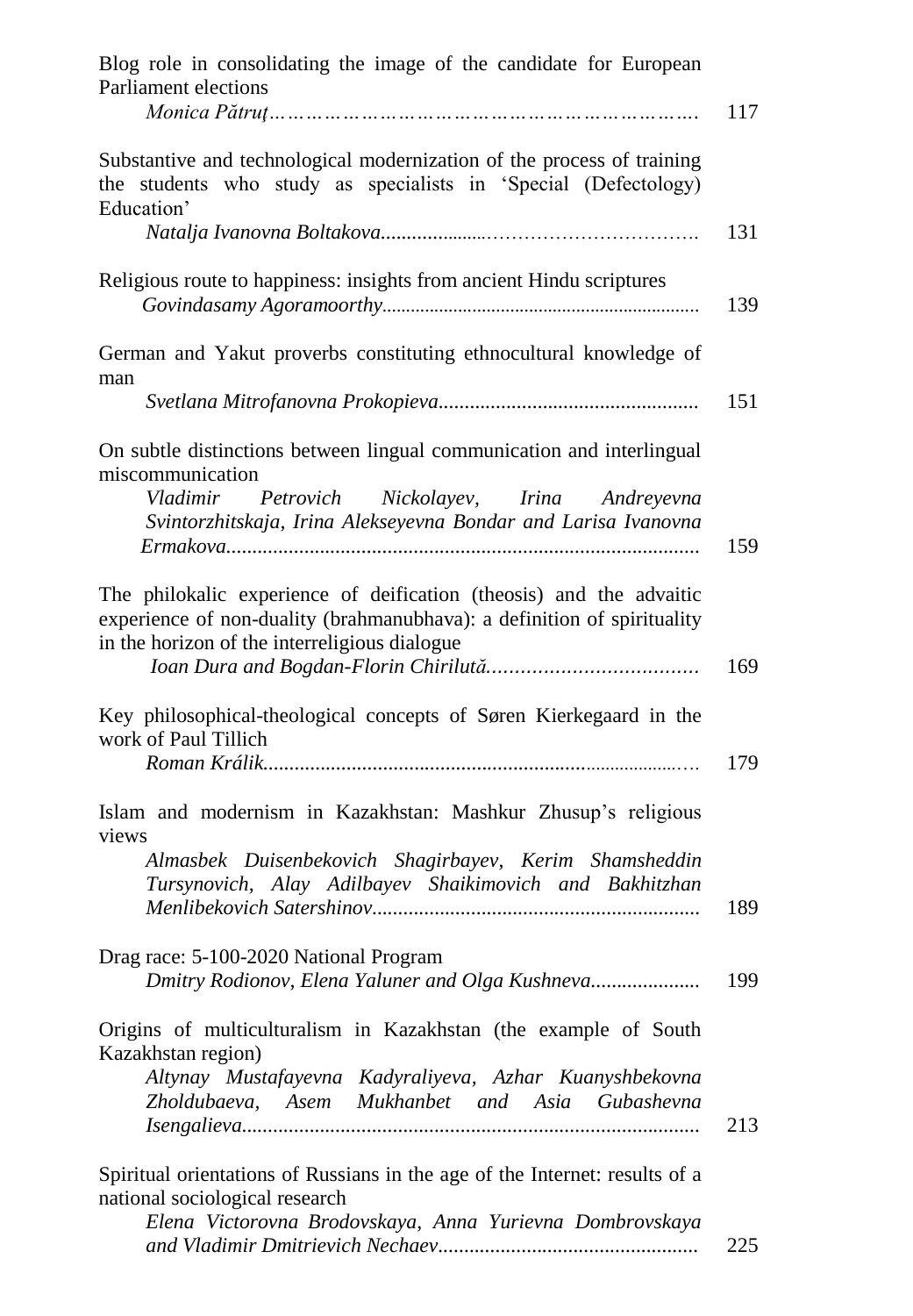Blog role in consolidating the image of the candidate for European Parliament elections
*Monica Pătruţ*……………………………………………………………. 117

Substantive and technological modernization of the process of training the students who study as specialists in 'Special (Defectology) Education'
*Natalja Ivanovna Boltakova*....................…………………………. 131

Religious route to happiness: insights from ancient Hindu scriptures
*Govindasamy Agoramoorthy*................................................................. 139

German and Yakut proverbs constituting ethnocultural knowledge of man
*Svetlana Mitrofanovna Prokopieva*................................................. 151

On subtle distinctions between lingual communication and interlingual miscommunication
*Vladimir Petrovich Nickolayev, Irina Andreyevna Svintorzhitskaja, Irina Alekseyevna Bondar and Larisa Ivanovna Ermakova*.......................................................................................... 159

The philokalic experience of deification (theosis) and the advaitic experience of non-duality (brahmanubhava): a definition of spirituality in the horizon of the interreligious dialogue
*Ioan Dura and Bogdan-Florin Chiriluţă*……………………………… 169

Key philosophical-theological concepts of Søren Kierkegaard in the work of Paul Tillich
*Roman Králik*.................................................................................… 179

Islam and modernism in Kazakhstan: Mashkur Zhusup's religious views
*Almasbek Duisenbekovich Shagirbayev, Kerim Shamsheddin Tursynovich, Alay Adilbayev Shaikimovich and Bakhitzhan Menlibekovich Satershinov*.............................................................. 189

Drag race: 5-100-2020 National Program
*Dmitry Rodionov, Elena Yaluner and Olga Kushneva*..................... 199

Origins of multiculturalism in Kazakhstan (the example of South Kazakhstan region)
*Altynay Mustafayevna Kadyraliyeva, Azhar Kuanyshbekovna Zholdubaeva, Asem Mukhanbet and Asia Gubashevna Isengalieva*....................................................................................... 213

Spiritual orientations of Russians in the age of the Internet: results of a national sociological research
*Elena Victorovna Brodovskaya, Anna Yurievna Dombrovskaya and Vladimir Dmitrievich Nechaev*................................................ 225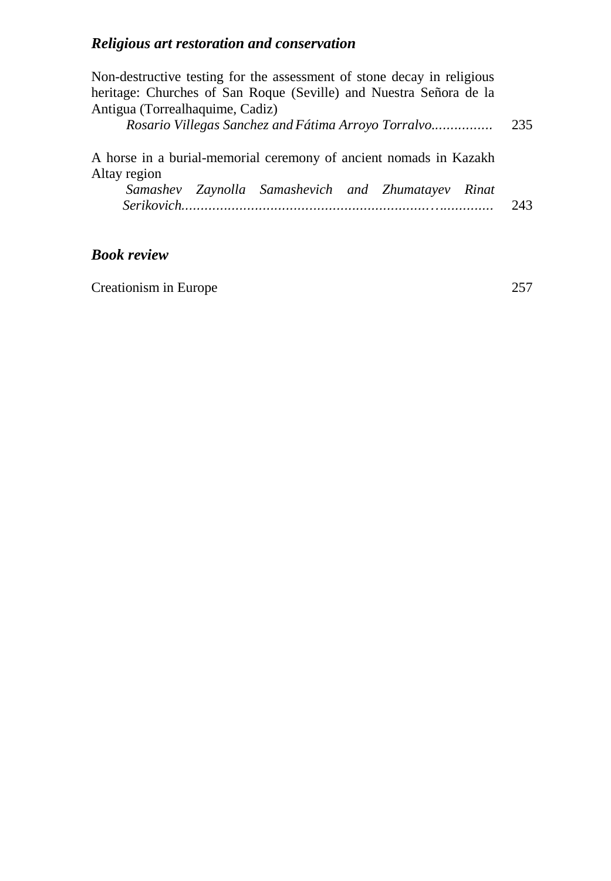## *Religious art restoration and conservation*

Non-destructive testing for the assessment of stone decay in religious heritage: Churches of San Roque (Seville) and Nuestra Señora de la Antigua (Torrealhaquime, Cadiz)
*Rosario Villegas Sanchez and Fátima Arroyo Torralvo................* 235

A horse in a burial-memorial ceremony of ancient nomads in Kazakh Altay region
*Samashev Zaynolla Samashevich and Zhumatayev Rinat Serikovich..................................................................................* 243

## *Book review*

Creationism in Europe 257